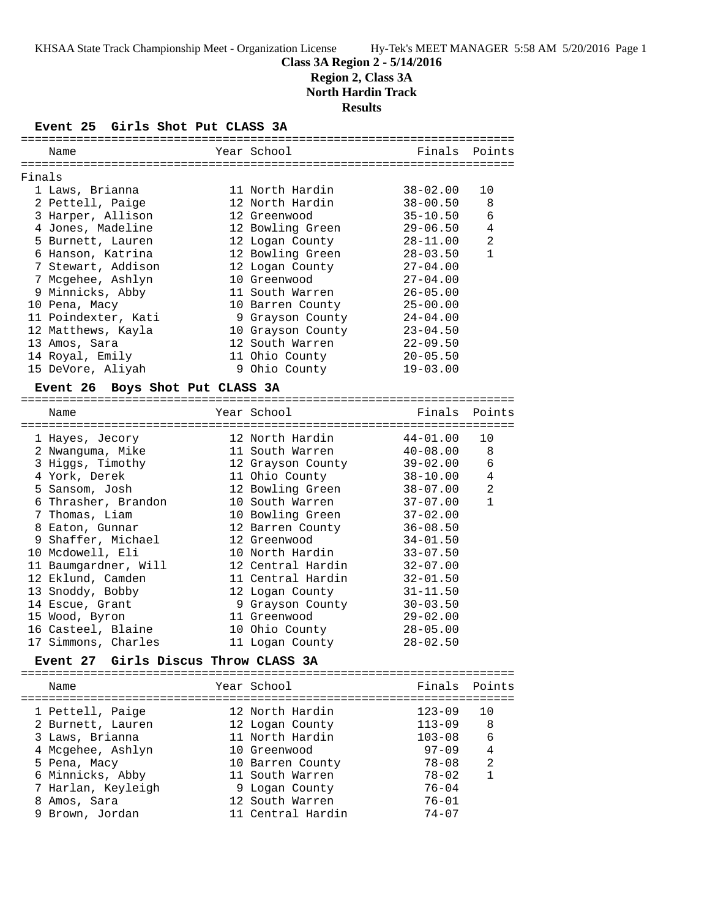# Class 3A Region 2 - 5/14/2016

## Region 2, Class 3A

## North Hardin Track

## Results

### Event 25 Girls Shot Put CLASS 3A

Finals

| Place | Name | Year | School | Finals | Points |
|---|---|---|---|---|---|
| 1 | Laws, Brianna | 11 | North Hardin | 38-02.00 | 10 |
| 2 | Pettell, Paige | 12 | North Hardin | 38-00.50 | 8 |
| 3 | Harper, Allison | 12 | Greenwood | 35-10.50 | 6 |
| 4 | Jones, Madeline | 12 | Bowling Green | 29-06.50 | 4 |
| 5 | Burnett, Lauren | 12 | Logan County | 28-11.00 | 2 |
| 6 | Hanson, Katrina | 12 | Bowling Green | 28-03.50 | 1 |
| 7 | Stewart, Addison | 12 | Logan County | 27-04.00 | |
| 7 | Mcgehee, Ashlyn | 10 | Greenwood | 27-04.00 | |
| 9 | Minnicks, Abby | 11 | South Warren | 26-05.00 | |
| 10 | Pena, Macy | 10 | Barren County | 25-00.00 | |
| 11 | Poindexter, Kati | 9 | Grayson County | 24-04.00 | |
| 12 | Matthews, Kayla | 10 | Grayson County | 23-04.50 | |
| 13 | Amos, Sara | 12 | South Warren | 22-09.50 | |
| 14 | Royal, Emily | 11 | Ohio County | 20-05.50 | |
| 15 | DeVore, Aliyah | 9 | Ohio County | 19-03.00 | |

### Event 26 Boys Shot Put CLASS 3A

| Place | Name | Year | School | Finals | Points |
|---|---|---|---|---|---|
| 1 | Hayes, Jecory | 12 | North Hardin | 44-01.00 | 10 |
| 2 | Nwanguma, Mike | 11 | South Warren | 40-08.00 | 8 |
| 3 | Higgs, Timothy | 12 | Grayson County | 39-02.00 | 6 |
| 4 | York, Derek | 11 | Ohio County | 38-10.00 | 4 |
| 5 | Sansom, Josh | 12 | Bowling Green | 38-07.00 | 2 |
| 6 | Thrasher, Brandon | 10 | South Warren | 37-07.00 | 1 |
| 7 | Thomas, Liam | 10 | Bowling Green | 37-02.00 | |
| 8 | Eaton, Gunnar | 12 | Barren County | 36-08.50 | |
| 9 | Shaffer, Michael | 12 | Greenwood | 34-01.50 | |
| 10 | Mcdowell, Eli | 10 | North Hardin | 33-07.50 | |
| 11 | Baumgardner, Will | 12 | Central Hardin | 32-07.00 | |
| 12 | Eklund, Camden | 11 | Central Hardin | 32-01.50 | |
| 13 | Snoddy, Bobby | 12 | Logan County | 31-11.50 | |
| 14 | Escue, Grant | 9 | Grayson County | 30-03.50 | |
| 15 | Wood, Byron | 11 | Greenwood | 29-02.00 | |
| 16 | Casteel, Blaine | 10 | Ohio County | 28-05.00 | |
| 17 | Simmons, Charles | 11 | Logan County | 28-02.50 | |

### Event 27 Girls Discus Throw CLASS 3A

| Place | Name | Year | School | Finals | Points |
|---|---|---|---|---|---|
| 1 | Pettell, Paige | 12 | North Hardin | 123-09 | 10 |
| 2 | Burnett, Lauren | 12 | Logan County | 113-09 | 8 |
| 3 | Laws, Brianna | 11 | North Hardin | 103-08 | 6 |
| 4 | Mcgehee, Ashlyn | 10 | Greenwood | 97-09 | 4 |
| 5 | Pena, Macy | 10 | Barren County | 78-08 | 2 |
| 6 | Minnicks, Abby | 11 | South Warren | 78-02 | 1 |
| 7 | Harlan, Keyleigh | 9 | Logan County | 76-04 | |
| 8 | Amos, Sara | 12 | South Warren | 76-01 | |
| 9 | Brown, Jordan | 11 | Central Hardin | 74-07 | |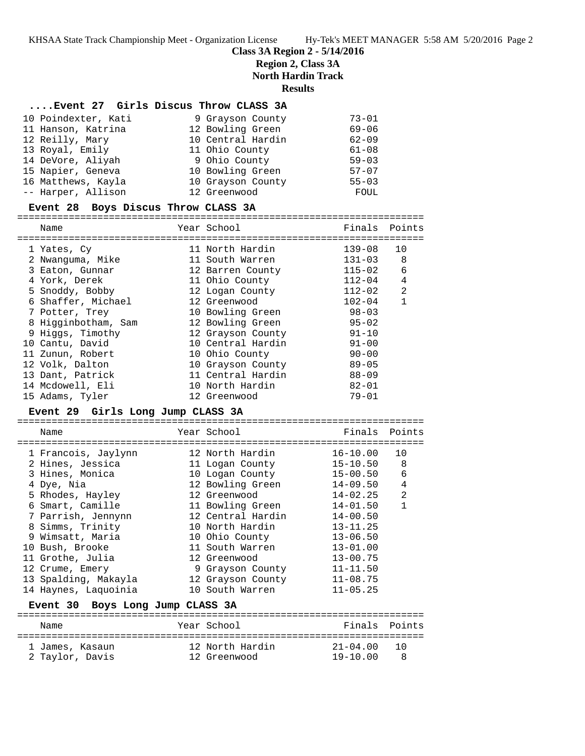**Class 3A Region 2 - 5/14/2016**

**Region 2, Class 3A**

**North Hardin Track**

**Results**

### ....Event 27 Girls Discus Throw CLASS 3A

| Name | Year | School | Finals | Points |
|---|---|---|---|---|
| 10 Poindexter, Kati | 9 | Grayson County | 73-01 | |
| 11 Hanson, Katrina | 12 | Bowling Green | 69-06 | |
| 12 Reilly, Mary | 10 | Central Hardin | 62-09 | |
| 13 Royal, Emily | 11 | Ohio County | 61-08 | |
| 14 DeVore, Aliyah | 9 | Ohio County | 59-03 | |
| 15 Napier, Geneva | 10 | Bowling Green | 57-07 | |
| 16 Matthews, Kayla | 10 | Grayson County | 55-03 | |
| -- Harper, Allison | 12 | Greenwood | FOUL | |

### Event 28 Boys Discus Throw CLASS 3A

| Name | Year | School | Finals | Points |
|---|---|---|---|---|
| 1 Yates, Cy | 11 | North Hardin | 139-08 | 10 |
| 2 Nwanguma, Mike | 11 | South Warren | 131-03 | 8 |
| 3 Eaton, Gunnar | 12 | Barren County | 115-02 | 6 |
| 4 York, Derek | 11 | Ohio County | 112-04 | 4 |
| 5 Snoddy, Bobby | 12 | Logan County | 112-02 | 2 |
| 6 Shaffer, Michael | 12 | Greenwood | 102-04 | 1 |
| 7 Potter, Trey | 10 | Bowling Green | 98-03 | |
| 8 Higginbotham, Sam | 12 | Bowling Green | 95-02 | |
| 9 Higgs, Timothy | 12 | Grayson County | 91-10 | |
| 10 Cantu, David | 10 | Central Hardin | 91-00 | |
| 11 Zunun, Robert | 10 | Ohio County | 90-00 | |
| 12 Volk, Dalton | 10 | Grayson County | 89-05 | |
| 13 Dant, Patrick | 11 | Central Hardin | 88-09 | |
| 14 Mcdowell, Eli | 10 | North Hardin | 82-01 | |
| 15 Adams, Tyler | 12 | Greenwood | 79-01 | |

### Event 29 Girls Long Jump CLASS 3A

| Name | Year | School | Finals | Points |
|---|---|---|---|---|
| 1 Francois, Jaylynn | 12 | North Hardin | 16-10.00 | 10 |
| 2 Hines, Jessica | 11 | Logan County | 15-10.50 | 8 |
| 3 Hines, Monica | 10 | Logan County | 15-00.50 | 6 |
| 4 Dye, Nia | 12 | Bowling Green | 14-09.50 | 4 |
| 5 Rhodes, Hayley | 12 | Greenwood | 14-02.25 | 2 |
| 6 Smart, Camille | 11 | Bowling Green | 14-01.50 | 1 |
| 7 Parrish, Jennynn | 12 | Central Hardin | 14-00.50 | |
| 8 Simms, Trinity | 10 | North Hardin | 13-11.25 | |
| 9 Wimsatt, Maria | 10 | Ohio County | 13-06.50 | |
| 10 Bush, Brooke | 11 | South Warren | 13-01.00 | |
| 11 Grothe, Julia | 12 | Greenwood | 13-00.75 | |
| 12 Crume, Emery | 9 | Grayson County | 11-11.50 | |
| 13 Spalding, Makayla | 12 | Grayson County | 11-08.75 | |
| 14 Haynes, Laquoinia | 10 | South Warren | 11-05.25 | |

### Event 30 Boys Long Jump CLASS 3A

| Name | Year | School | Finals | Points |
|---|---|---|---|---|
| 1 James, Kasaun | 12 | North Hardin | 21-04.00 | 10 |
| 2 Taylor, Davis | 12 | Greenwood | 19-10.00 | 8 |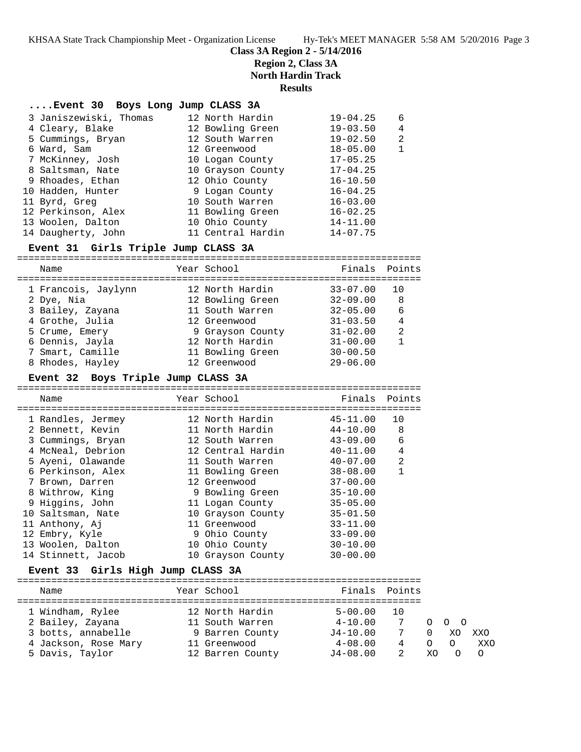**Class 3A Region 2 - 5/14/2016**

**Region 2, Class 3A**

**North Hardin Track**

**Results**

### ....Event 30 Boys Long Jump CLASS 3A

| | Name | Year | School | Finals | Points |
|---|---|---|---|---|---|
| 3 | Janiszewiski, Thomas | 12 | North Hardin | 19-04.25 | 6 |
| 4 | Cleary, Blake | 12 | Bowling Green | 19-03.50 | 4 |
| 5 | Cummings, Bryan | 12 | South Warren | 19-02.50 | 2 |
| 6 | Ward, Sam | 12 | Greenwood | 18-05.00 | 1 |
| 7 | McKinney, Josh | 10 | Logan County | 17-05.25 | |
| 8 | Saltsman, Nate | 10 | Grayson County | 17-04.25 | |
| 9 | Rhoades, Ethan | 12 | Ohio County | 16-10.50 | |
| 10 | Hadden, Hunter | 9 | Logan County | 16-04.25 | |
| 11 | Byrd, Greg | 10 | South Warren | 16-03.00 | |
| 12 | Perkinson, Alex | 11 | Bowling Green | 16-02.25 | |
| 13 | Woolen, Dalton | 10 | Ohio County | 14-11.00 | |
| 14 | Daugherty, John | 11 | Central Hardin | 14-07.75 | |

### Event 31 Girls Triple Jump CLASS 3A

| | Name | Year | School | Finals | Points |
|---|---|---|---|---|---|
| 1 | Francois, Jaylynn | 12 | North Hardin | 33-07.00 | 10 |
| 2 | Dye, Nia | 12 | Bowling Green | 32-09.00 | 8 |
| 3 | Bailey, Zayana | 11 | South Warren | 32-05.00 | 6 |
| 4 | Grothe, Julia | 12 | Greenwood | 31-03.50 | 4 |
| 5 | Crume, Emery | 9 | Grayson County | 31-02.00 | 2 |
| 6 | Dennis, Jayla | 12 | North Hardin | 31-00.00 | 1 |
| 7 | Smart, Camille | 11 | Bowling Green | 30-00.50 | |
| 8 | Rhodes, Hayley | 12 | Greenwood | 29-06.00 | |

### Event 32 Boys Triple Jump CLASS 3A

| | Name | Year | School | Finals | Points |
|---|---|---|---|---|---|
| 1 | Randles, Jermey | 12 | North Hardin | 45-11.00 | 10 |
| 2 | Bennett, Kevin | 11 | North Hardin | 44-10.00 | 8 |
| 3 | Cummings, Bryan | 12 | South Warren | 43-09.00 | 6 |
| 4 | McNeal, Debrion | 12 | Central Hardin | 40-11.00 | 4 |
| 5 | Ayeni, Olawande | 11 | South Warren | 40-07.00 | 2 |
| 6 | Perkinson, Alex | 11 | Bowling Green | 38-08.00 | 1 |
| 7 | Brown, Darren | 12 | Greenwood | 37-00.00 | |
| 8 | Withrow, King | 9 | Bowling Green | 35-10.00 | |
| 9 | Higgins, John | 11 | Logan County | 35-05.00 | |
| 10 | Saltsman, Nate | 10 | Grayson County | 35-01.50 | |
| 11 | Anthony, Aj | 11 | Greenwood | 33-11.00 | |
| 12 | Embry, Kyle | 9 | Ohio County | 33-09.00 | |
| 13 | Woolen, Dalton | 10 | Ohio County | 30-10.00 | |
| 14 | Stinnett, Jacob | 10 | Grayson County | 30-00.00 | |

### Event 33 Girls High Jump CLASS 3A

| | Name | Year | School | Finals | Points | | | |
|---|---|---|---|---|---|---|---|---|
| 1 | Windham, Rylee | 12 | North Hardin | 5-00.00 | 10 | | | |
| 2 | Bailey, Zayana | 11 | South Warren | 4-10.00 | 7 | O | O | O |
| 3 | botts, annabelle | 9 | Barren County | J4-10.00 | 7 | O | XO | XXO |
| 4 | Jackson, Rose Mary | 11 | Greenwood | 4-08.00 | 4 | O | O | XXO |
| 5 | Davis, Taylor | 12 | Barren County | J4-08.00 | 2 | XO | O | O |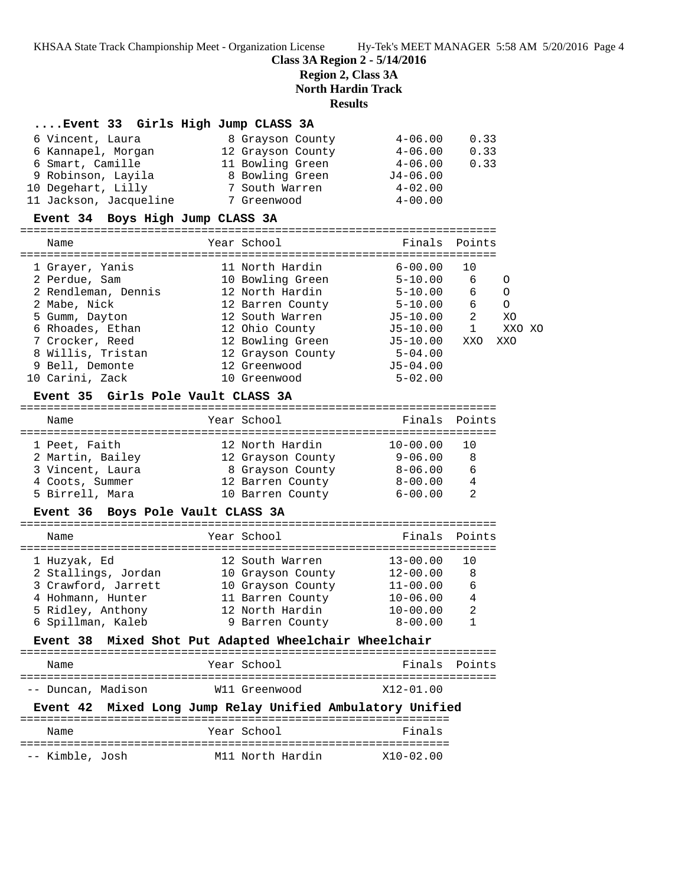## Class 3A Region 2 - 5/14/2016

### Region 2, Class 3A

### North Hardin Track

### Results

#### ....Event 33 Girls High Jump CLASS 3A

| Place | Name | Year | School | Finals | Points |
|---|---|---|---|---|---|
| 6 | Vincent, Laura | 8 | Grayson County | 4-06.00 | 0.33 |
| 6 | Kannapel, Morgan | 12 | Grayson County | 4-06.00 | 0.33 |
| 6 | Smart, Camille | 11 | Bowling Green | 4-06.00 | 0.33 |
| 9 | Robinson, Layila | 8 | Bowling Green | J4-06.00 | |
| 10 | Degehart, Lilly | 7 | South Warren | 4-02.00 | |
| 11 | Jackson, Jacqueline | 7 | Greenwood | 4-00.00 | |

#### Event 34 Boys High Jump CLASS 3A

| Place | Name | Year | School | Finals | Points | |
|---|---|---|---|---|---|---|
| 1 | Grayer, Yanis | 11 | North Hardin | 6-00.00 | 10 | |
| 2 | Perdue, Sam | 10 | Bowling Green | 5-10.00 | 6 | O |
| 2 | Rendleman, Dennis | 12 | North Hardin | 5-10.00 | 6 | O |
| 2 | Mabe, Nick | 12 | Barren County | 5-10.00 | 6 | O |
| 5 | Gumm, Dayton | 12 | South Warren | J5-10.00 | 2 | XO |
| 6 | Rhoades, Ethan | 12 | Ohio County | J5-10.00 | 1 | XXO XO |
| 7 | Crocker, Reed | 12 | Bowling Green | J5-10.00 | XXO | XXO |
| 8 | Willis, Tristan | 12 | Grayson County | 5-04.00 | | |
| 9 | Bell, Demonte | 12 | Greenwood | J5-04.00 | | |
| 10 | Carini, Zack | 10 | Greenwood | 5-02.00 | | |

#### Event 35 Girls Pole Vault CLASS 3A

| Place | Name | Year | School | Finals | Points |
|---|---|---|---|---|---|
| 1 | Peet, Faith | 12 | North Hardin | 10-00.00 | 10 |
| 2 | Martin, Bailey | 12 | Grayson County | 9-06.00 | 8 |
| 3 | Vincent, Laura | 8 | Grayson County | 8-06.00 | 6 |
| 4 | Coots, Summer | 12 | Barren County | 8-00.00 | 4 |
| 5 | Birrell, Mara | 10 | Barren County | 6-00.00 | 2 |

#### Event 36 Boys Pole Vault CLASS 3A

| Place | Name | Year | School | Finals | Points |
|---|---|---|---|---|---|
| 1 | Huzyak, Ed | 12 | South Warren | 13-00.00 | 10 |
| 2 | Stallings, Jordan | 10 | Grayson County | 12-00.00 | 8 |
| 3 | Crawford, Jarrett | 10 | Grayson County | 11-00.00 | 6 |
| 4 | Hohmann, Hunter | 11 | Barren County | 10-06.00 | 4 |
| 5 | Ridley, Anthony | 12 | North Hardin | 10-00.00 | 2 |
| 6 | Spillman, Kaleb | 9 | Barren County | 8-00.00 | 1 |

#### Event 38 Mixed Shot Put Adapted Wheelchair Wheelchair

| Place | Name | Year | School | Finals | Points |
|---|---|---|---|---|---|
| -- | Duncan, Madison | W11 | Greenwood | X12-01.00 | |

#### Event 42 Mixed Long Jump Relay Unified Ambulatory Unified

| Place | Name | Year | School | Finals |
|---|---|---|---|---|
| -- | Kimble, Josh | M11 | North Hardin | X10-02.00 |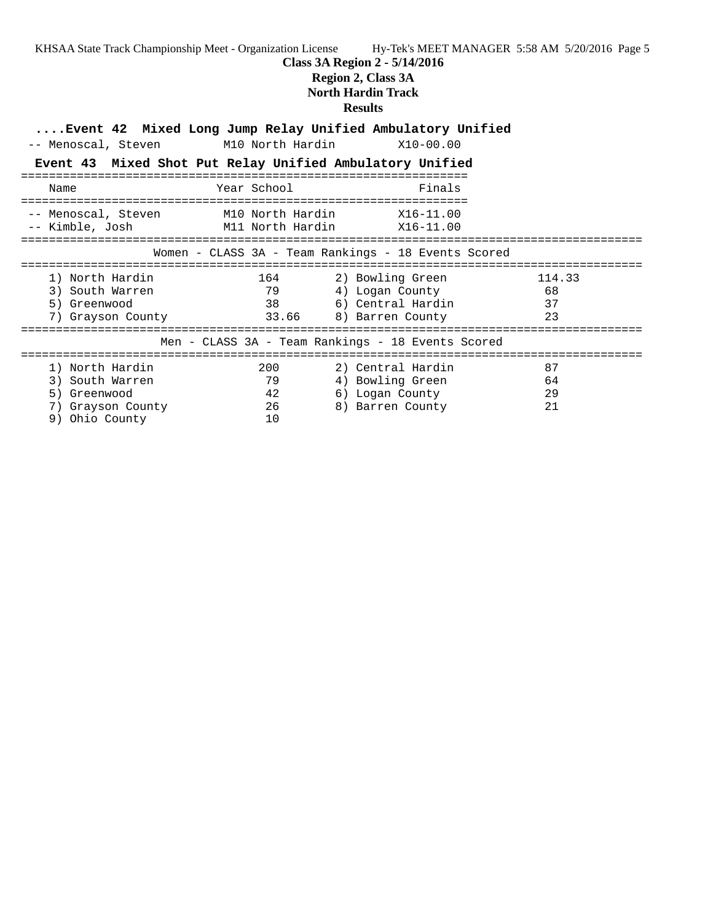**Class 3A Region 2 - 5/14/2016**

**Region 2, Class 3A**

**North Hardin Track**

**Results**

**....Event 42 Mixed Long Jump Relay Unified Ambulatory Unified**

| Name | Year | School | Finals |
|---|---|---|---|
| -- Menoscal, Steven | M10 | North Hardin | X10-00.00 |

**Event 43 Mixed Shot Put Relay Unified Ambulatory Unified**

| Name | Year | School | Finals |
|---|---|---|---|
| -- Menoscal, Steven | M10 | North Hardin | X16-11.00 |
| -- Kimble, Josh | M11 | North Hardin | X16-11.00 |

**Women - CLASS 3A - Team Rankings - 18 Events Scored**

| | | | |
|---|---|---|---|
| 1) North Hardin | 164 | 2) Bowling Green | 114.33 |
| 3) South Warren | 79 | 4) Logan County | 68 |
| 5) Greenwood | 38 | 6) Central Hardin | 37 |
| 7) Grayson County | 33.66 | 8) Barren County | 23 |

**Men - CLASS 3A - Team Rankings - 18 Events Scored**

| | | | |
|---|---|---|---|
| 1) North Hardin | 200 | 2) Central Hardin | 87 |
| 3) South Warren | 79 | 4) Bowling Green | 64 |
| 5) Greenwood | 42 | 6) Logan County | 29 |
| 7) Grayson County | 26 | 8) Barren County | 21 |
| 9) Ohio County | 10 | | |